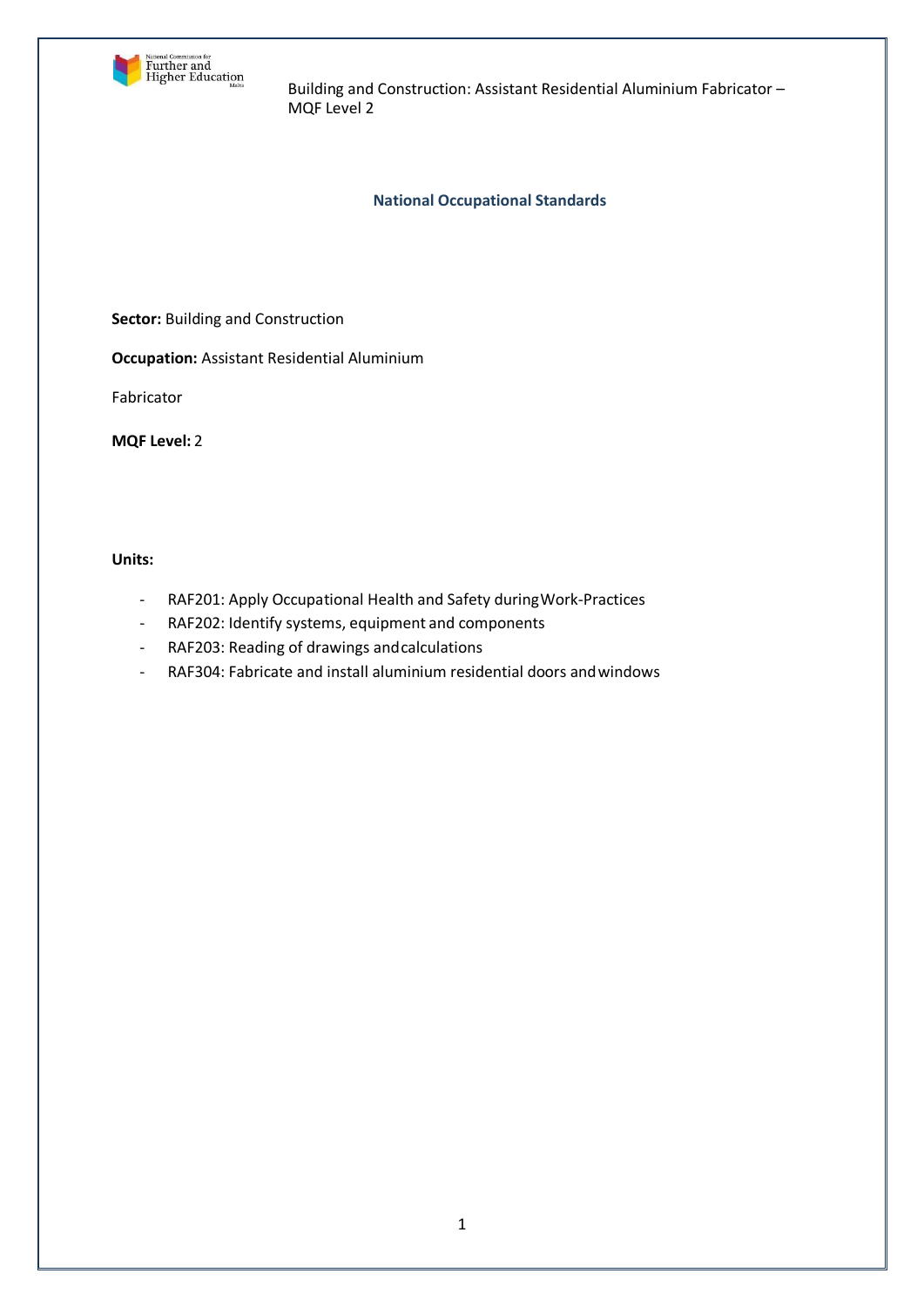Building and Construction: Assistant Residential Aluminium Fabricator – MQF Level 2

## National Occupational Standards

**Sector:** Building and Construction

**Occupation:** Assistant Residential Aluminium Fabricator

**MQF Level:** 2

**Units:**

- RAF201: Apply Occupational Health and Safety during Work-Practices
- RAF202: Identify systems, equipment and components
- RAF203: Reading of drawings and calculations
- RAF304: Fabricate and install aluminium residential doors and windows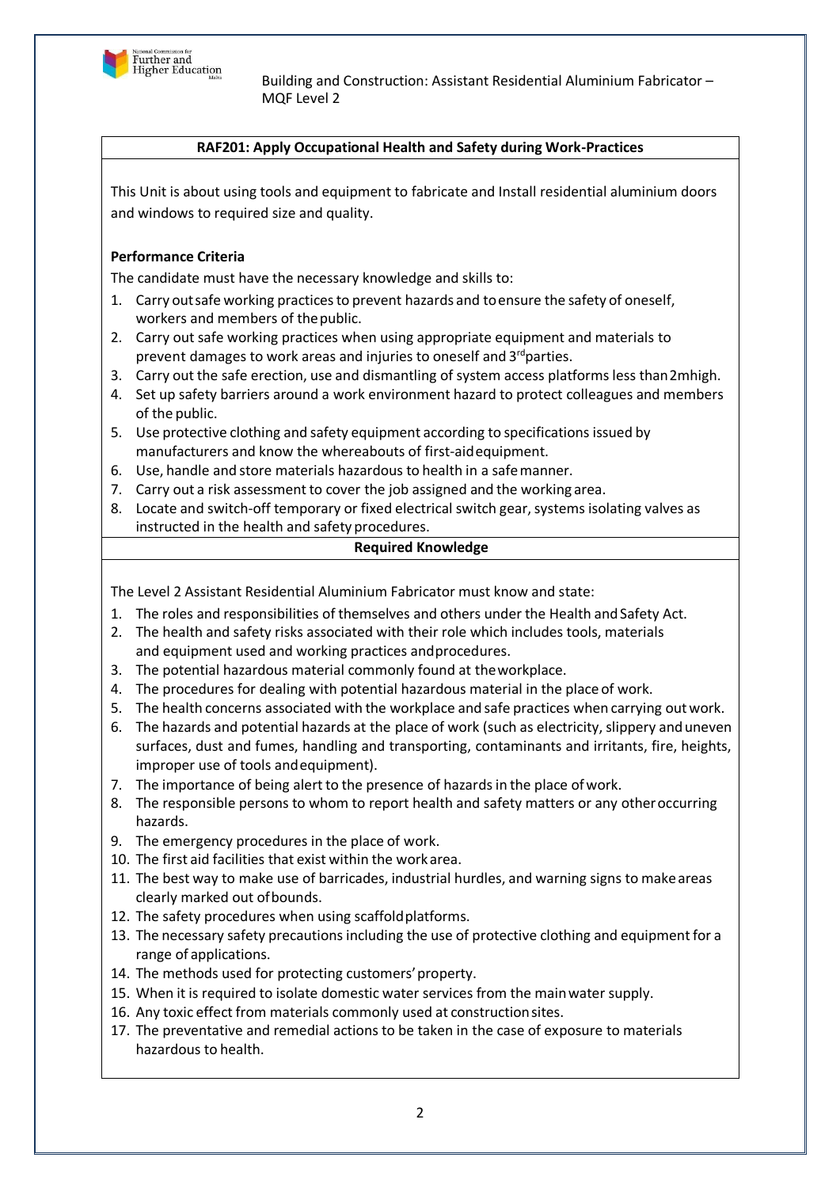## RAF201: Apply Occupational Health and Safety during Work-Practices

This Unit is about using tools and equipment to fabricate and Install residential aluminium doors and windows to required size and quality.

**Performance Criteria**

The candidate must have the necessary knowledge and skills to:

1. Carry out safe working practices to prevent hazards and to ensure the safety of oneself, workers and members of the public.
2. Carry out safe working practices when using appropriate equipment and materials to prevent damages to work areas and injuries to oneself and 3rd parties.
3. Carry out the safe erection, use and dismantling of system access platforms less than 2m high.
4. Set up safety barriers around a work environment hazard to protect colleagues and members of the public.
5. Use protective clothing and safety equipment according to specifications issued by manufacturers and know the whereabouts of first-aid equipment.
6. Use, handle and store materials hazardous to health in a safe manner.
7. Carry out a risk assessment to cover the job assigned and the working area.
8. Locate and switch-off temporary or fixed electrical switch gear, systems isolating valves as instructed in the health and safety procedures.

**Required Knowledge**

The Level 2 Assistant Residential Aluminium Fabricator must know and state:

1. The roles and responsibilities of themselves and others under the Health and Safety Act.
2. The health and safety risks associated with their role which includes tools, materials and equipment used and working practices and procedures.
3. The potential hazardous material commonly found at the workplace.
4. The procedures for dealing with potential hazardous material in the place of work.
5. The health concerns associated with the workplace and safe practices when carrying out work.
6. The hazards and potential hazards at the place of work (such as electricity, slippery and uneven surfaces, dust and fumes, handling and transporting, contaminants and irritants, fire, heights, improper use of tools and equipment).
7. The importance of being alert to the presence of hazards in the place of work.
8. The responsible persons to whom to report health and safety matters or any other occurring hazards.
9. The emergency procedures in the place of work.
10. The first aid facilities that exist within the work area.
11. The best way to make use of barricades, industrial hurdles, and warning signs to make areas clearly marked out of bounds.
12. The safety procedures when using scaffold platforms.
13. The necessary safety precautions including the use of protective clothing and equipment for a range of applications.
14. The methods used for protecting customers' property.
15. When it is required to isolate domestic water services from the main water supply.
16. Any toxic effect from materials commonly used at construction sites.
17. The preventative and remedial actions to be taken in the case of exposure to materials hazardous to health.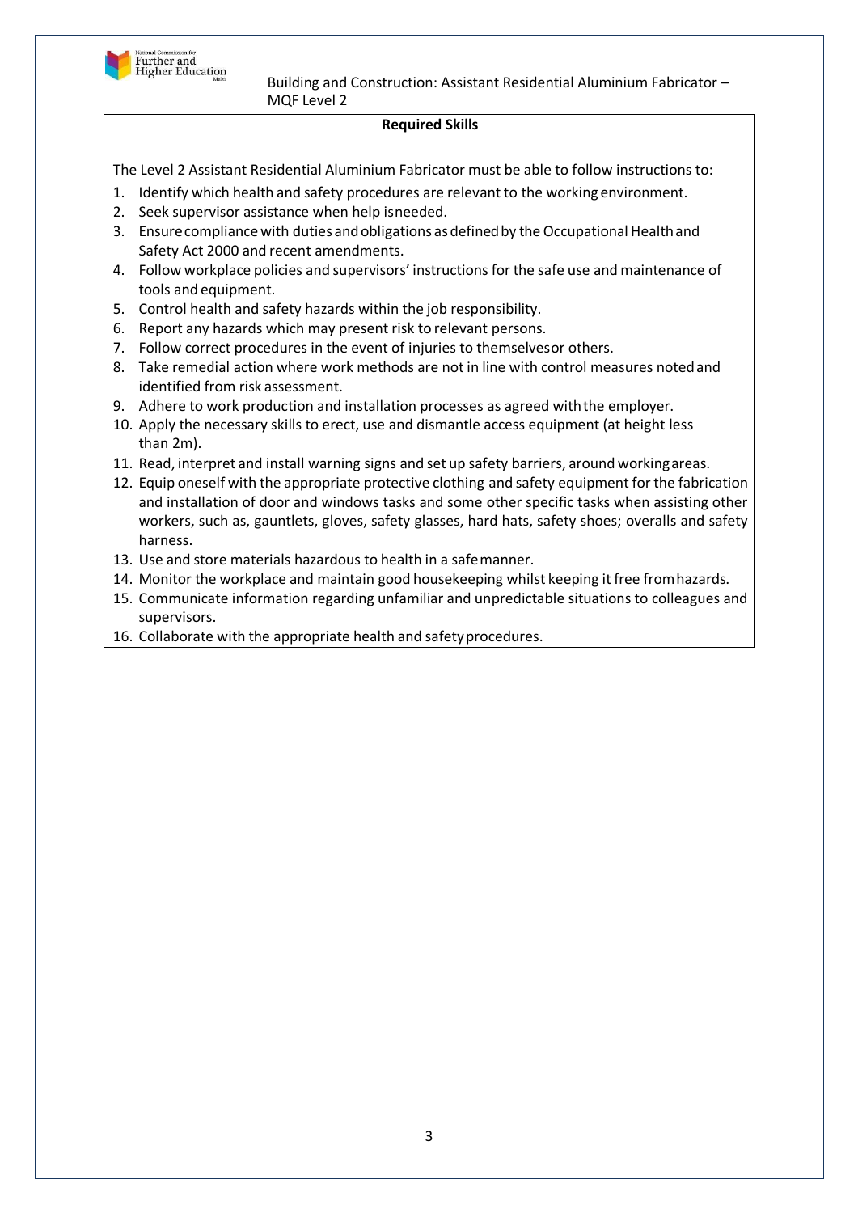**Required Skills**

The Level 2 Assistant Residential Aluminium Fabricator must be able to follow instructions to:

1. Identify which health and safety procedures are relevant to the working environment.
2. Seek supervisor assistance when help is needed.
3. Ensure compliance with duties and obligations as defined by the Occupational Health and Safety Act 2000 and recent amendments.
4. Follow workplace policies and supervisors' instructions for the safe use and maintenance of tools and equipment.
5. Control health and safety hazards within the job responsibility.
6. Report any hazards which may present risk to relevant persons.
7. Follow correct procedures in the event of injuries to themselves or others.
8. Take remedial action where work methods are not in line with control measures noted and identified from risk assessment.
9. Adhere to work production and installation processes as agreed with the employer.
10. Apply the necessary skills to erect, use and dismantle access equipment (at height less than 2m).
11. Read, interpret and install warning signs and set up safety barriers, around working areas.
12. Equip oneself with the appropriate protective clothing and safety equipment for the fabrication and installation of door and windows tasks and some other specific tasks when assisting other workers, such as, gauntlets, gloves, safety glasses, hard hats, safety shoes; overalls and safety harness.
13. Use and store materials hazardous to health in a safe manner.
14. Monitor the workplace and maintain good housekeeping whilst keeping it free from hazards.
15. Communicate information regarding unfamiliar and unpredictable situations to colleagues and supervisors.
16. Collaborate with the appropriate health and safety procedures.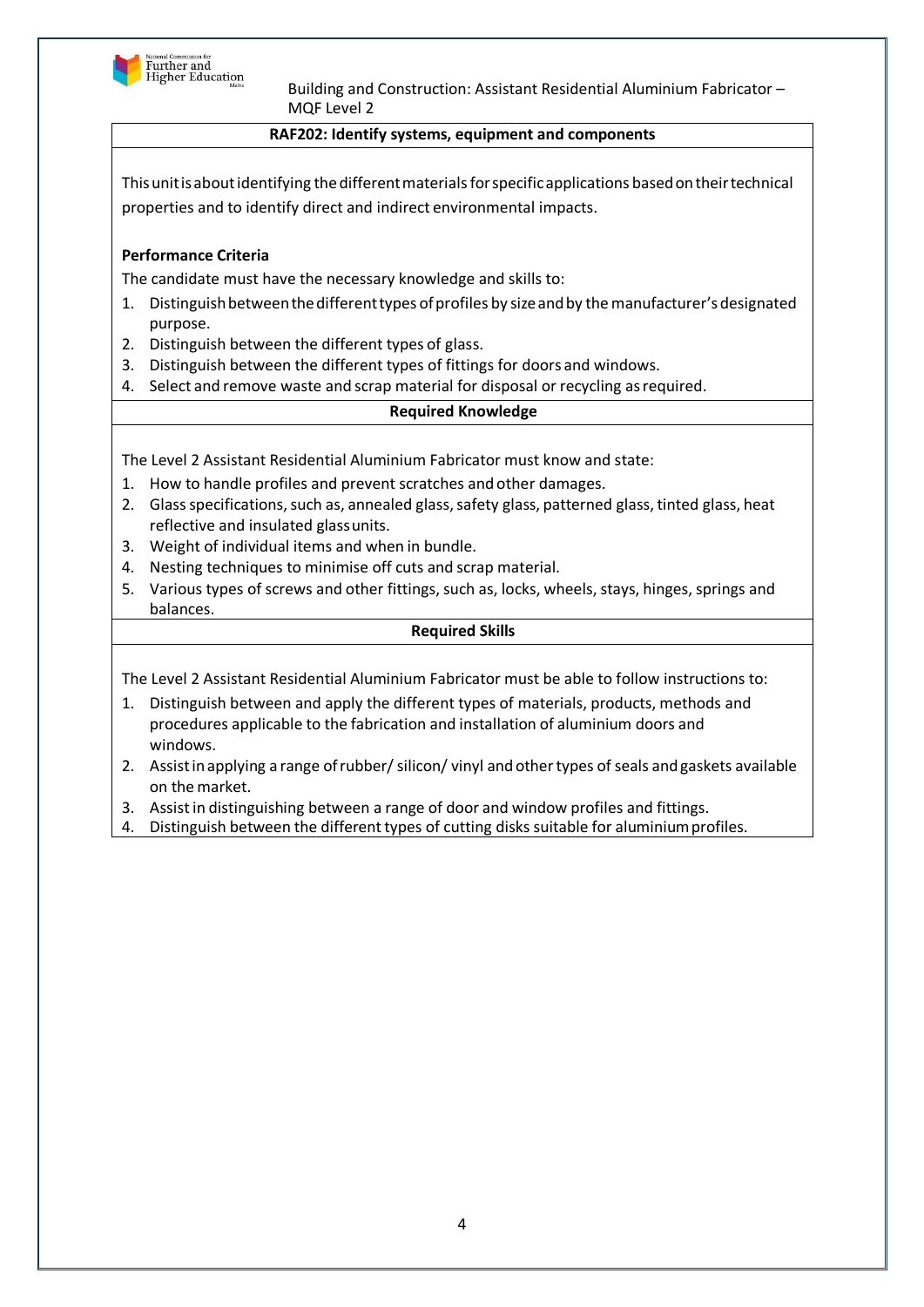## RAF202: Identify systems, equipment and components

This unit is about identifying the different materials for specific applications based on their technical properties and to identify direct and indirect environmental impacts.

**Performance Criteria**

The candidate must have the necessary knowledge and skills to:

1. Distinguish between the different types of profiles by size and by the manufacturer's designated purpose.
2. Distinguish between the different types of glass.
3. Distinguish between the different types of fittings for doors and windows.
4. Select and remove waste and scrap material for disposal or recycling as required.

### Required Knowledge

The Level 2 Assistant Residential Aluminium Fabricator must know and state:

1. How to handle profiles and prevent scratches and other damages.
2. Glass specifications, such as, annealed glass, safety glass, patterned glass, tinted glass, heat reflective and insulated glass units.
3. Weight of individual items and when in bundle.
4. Nesting techniques to minimise off cuts and scrap material.
5. Various types of screws and other fittings, such as, locks, wheels, stays, hinges, springs and balances.

### Required Skills

The Level 2 Assistant Residential Aluminium Fabricator must be able to follow instructions to:

1. Distinguish between and apply the different types of materials, products, methods and procedures applicable to the fabrication and installation of aluminium doors and windows.
2. Assist in applying a range of rubber/ silicon/ vinyl and other types of seals and gaskets available on the market.
3. Assist in distinguishing between a range of door and window profiles and fittings.
4. Distinguish between the different types of cutting disks suitable for aluminium profiles.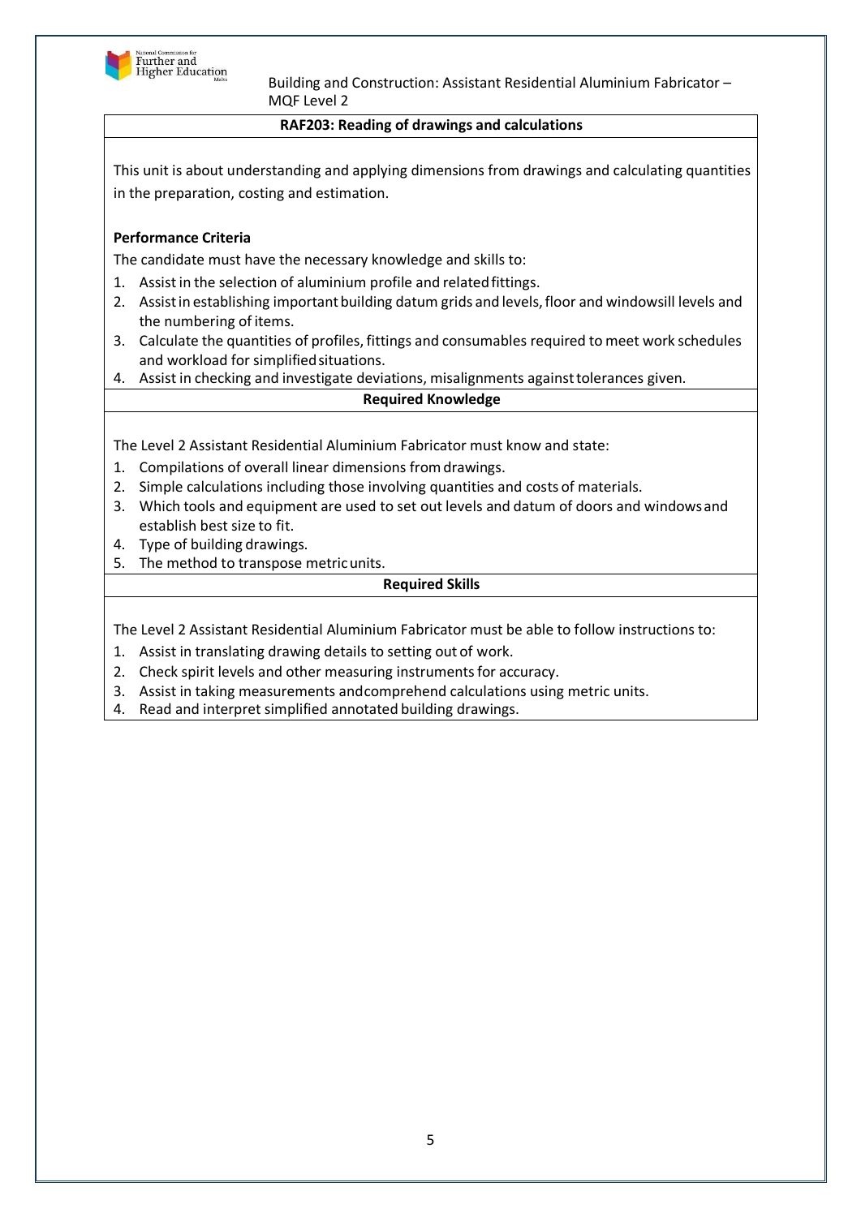## RAF203: Reading of drawings and calculations

This unit is about understanding and applying dimensions from drawings and calculating quantities in the preparation, costing and estimation.

**Performance Criteria**

The candidate must have the necessary knowledge and skills to:

1. Assist in the selection of aluminium profile and related fittings.
2. Assist in establishing important building datum grids and levels, floor and windowsill levels and the numbering of items.
3. Calculate the quantities of profiles, fittings and consumables required to meet work schedules and workload for simplified situations.
4. Assist in checking and investigate deviations, misalignments against tolerances given.

### Required Knowledge

The Level 2 Assistant Residential Aluminium Fabricator must know and state:

1. Compilations of overall linear dimensions from drawings.
2. Simple calculations including those involving quantities and costs of materials.
3. Which tools and equipment are used to set out levels and datum of doors and windows and establish best size to fit.
4. Type of building drawings.
5. The method to transpose metric units.

### Required Skills

The Level 2 Assistant Residential Aluminium Fabricator must be able to follow instructions to:

1. Assist in translating drawing details to setting out of work.
2. Check spirit levels and other measuring instruments for accuracy.
3. Assist in taking measurements and comprehend calculations using metric units.
4. Read and interpret simplified annotated building drawings.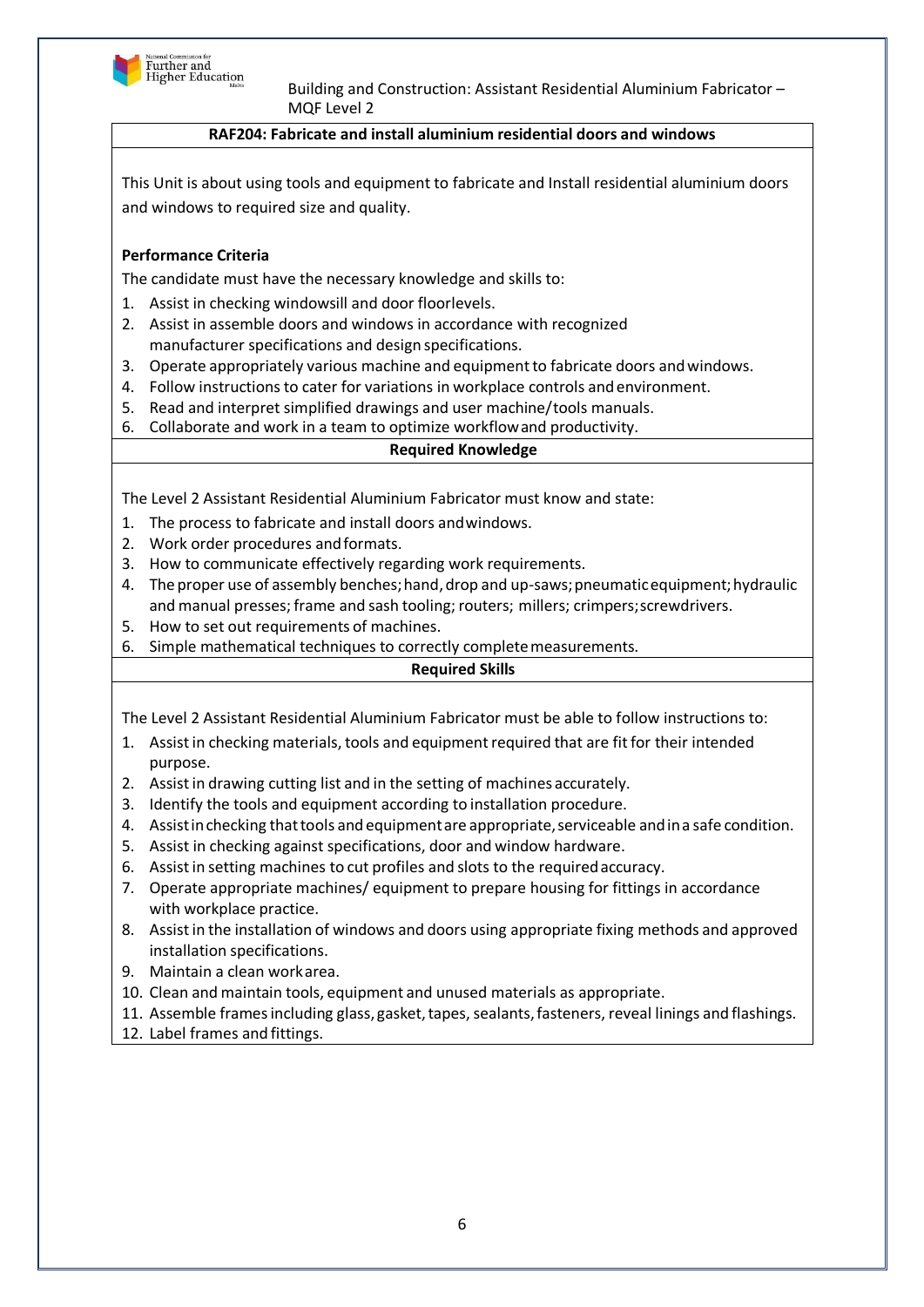## RAF204: Fabricate and install aluminium residential doors and windows

This Unit is about using tools and equipment to fabricate and Install residential aluminium doors and windows to required size and quality.

**Performance Criteria**

The candidate must have the necessary knowledge and skills to:

1. Assist in checking windowsill and door floorlevels.
2. Assist in assemble doors and windows in accordance with recognized manufacturer specifications and design specifications.
3. Operate appropriately various machine and equipment to fabricate doors and windows.
4. Follow instructions to cater for variations in workplace controls and environment.
5. Read and interpret simplified drawings and user machine/tools manuals.
6. Collaborate and work in a team to optimize workflow and productivity.

**Required Knowledge**

The Level 2 Assistant Residential Aluminium Fabricator must know and state:

1. The process to fabricate and install doors and windows.
2. Work order procedures and formats.
3. How to communicate effectively regarding work requirements.
4. The proper use of assembly benches; hand, drop and up-saws; pneumatic equipment; hydraulic and manual presses; frame and sash tooling; routers; millers; crimpers; screwdrivers.
5. How to set out requirements of machines.
6. Simple mathematical techniques to correctly complete measurements.

**Required Skills**

The Level 2 Assistant Residential Aluminium Fabricator must be able to follow instructions to:

1. Assist in checking materials, tools and equipment required that are fit for their intended purpose.
2. Assist in drawing cutting list and in the setting of machines accurately.
3. Identify the tools and equipment according to installation procedure.
4. Assist in checking that tools and equipment are appropriate, serviceable and in a safe condition.
5. Assist in checking against specifications, door and window hardware.
6. Assist in setting machines to cut profiles and slots to the required accuracy.
7. Operate appropriate machines/ equipment to prepare housing for fittings in accordance with workplace practice.
8. Assist in the installation of windows and doors using appropriate fixing methods and approved installation specifications.
9. Maintain a clean work area.
10. Clean and maintain tools, equipment and unused materials as appropriate.
11. Assemble frames including glass, gasket, tapes, sealants, fasteners, reveal linings and flashings.
12. Label frames and fittings.